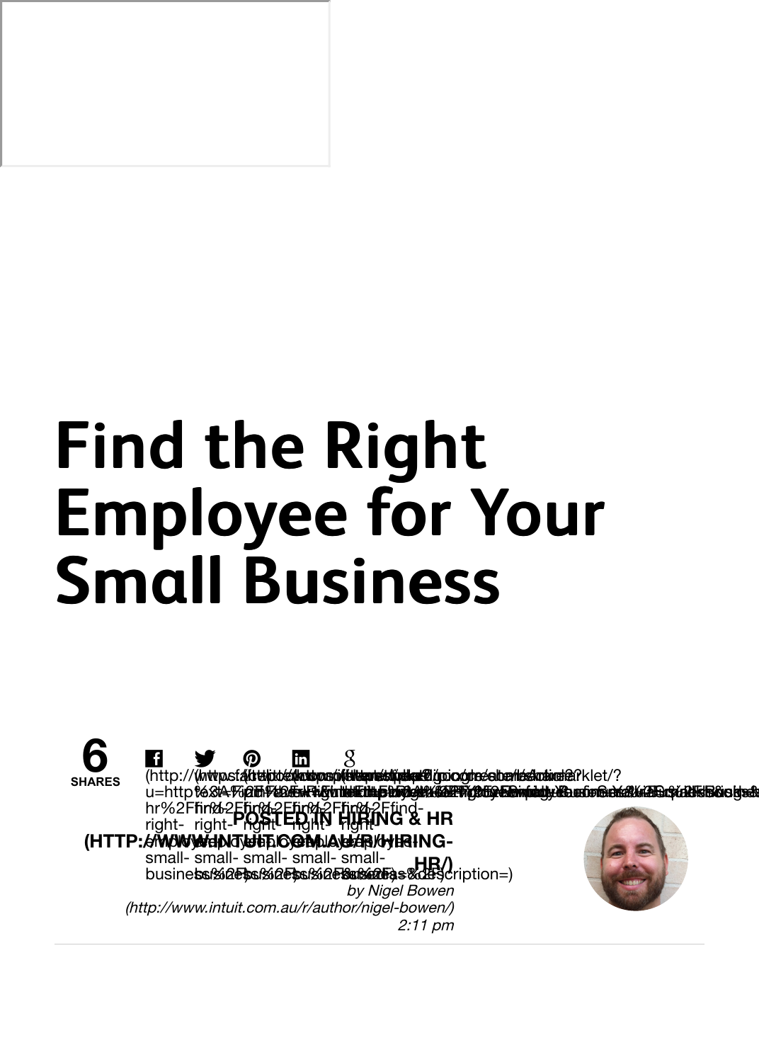# Find the Right Employee for Your Small Business

6 SHARES

POSTED IN HIRING & HR (HTTP://WWW.INTUIT.COM.AU/R/HIRING-HR/)

*by Nigel Bowen (http://www.intuit.com.au/r/author/nigel-bowen/)*

*2:11 pm*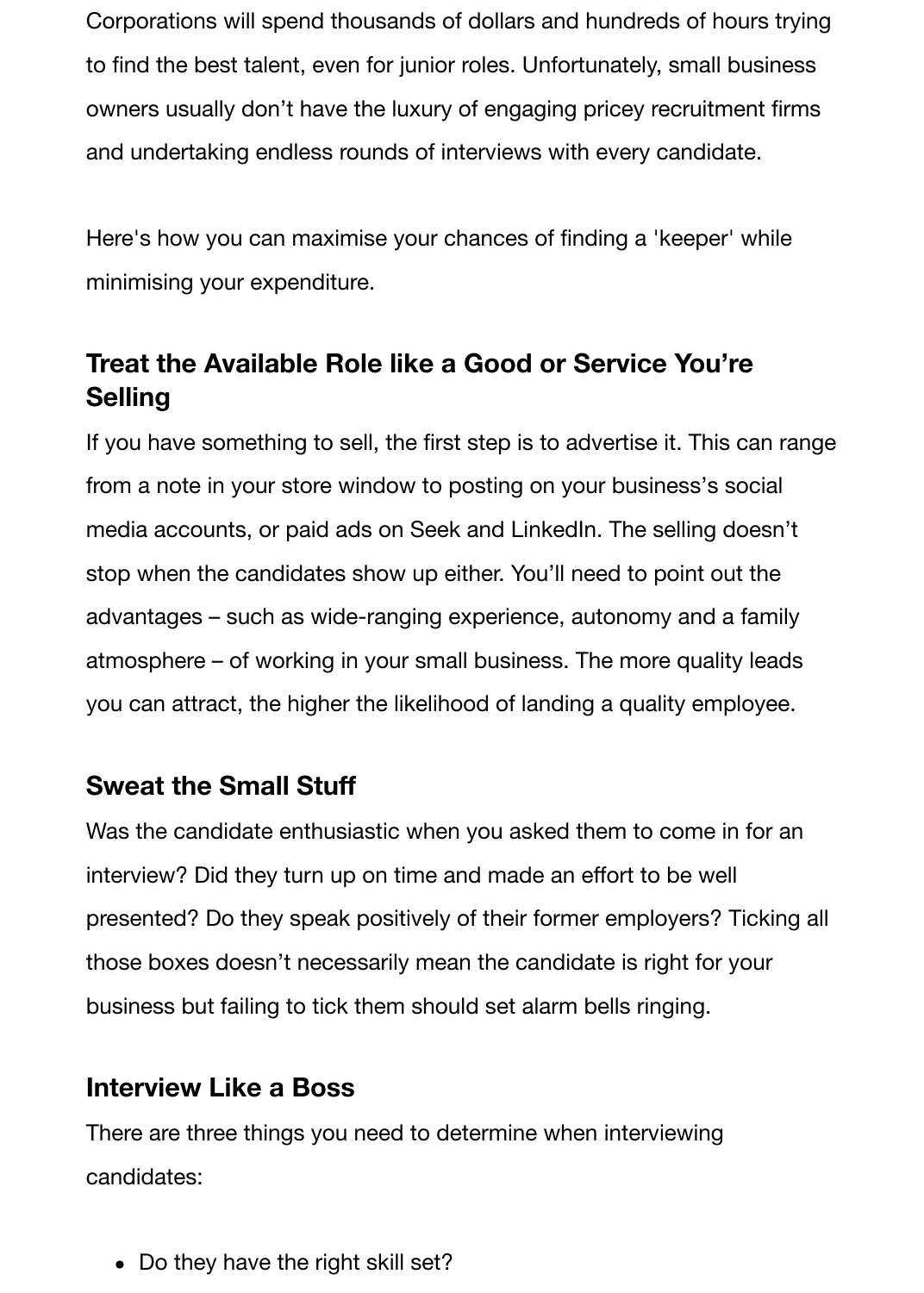Corporations will spend thousands of dollars and hundreds of hours trying to find the best talent, even for junior roles. Unfortunately, small business owners usually don't have the luxury of engaging pricey recruitment firms and undertaking endless rounds of interviews with every candidate.

Here's how you can maximise your chances of finding a 'keeper' while minimising your expenditure.

## Treat the Available Role like a Good or Service You're Selling

If you have something to sell, the first step is to advertise it. This can range from a note in your store window to posting on your business's social media accounts, or paid ads on Seek and LinkedIn. The selling doesn't stop when the candidates show up either. You'll need to point out the advantages – such as wide-ranging experience, autonomy and a family atmosphere – of working in your small business. The more quality leads you can attract, the higher the likelihood of landing a quality employee.

## Sweat the Small Stuff

Was the candidate enthusiastic when you asked them to come in for an interview? Did they turn up on time and made an effort to be well presented? Do they speak positively of their former employers? Ticking all those boxes doesn't necessarily mean the candidate is right for your business but failing to tick them should set alarm bells ringing.

## Interview Like a Boss

There are three things you need to determine when interviewing candidates:

- Do they have the right skill set?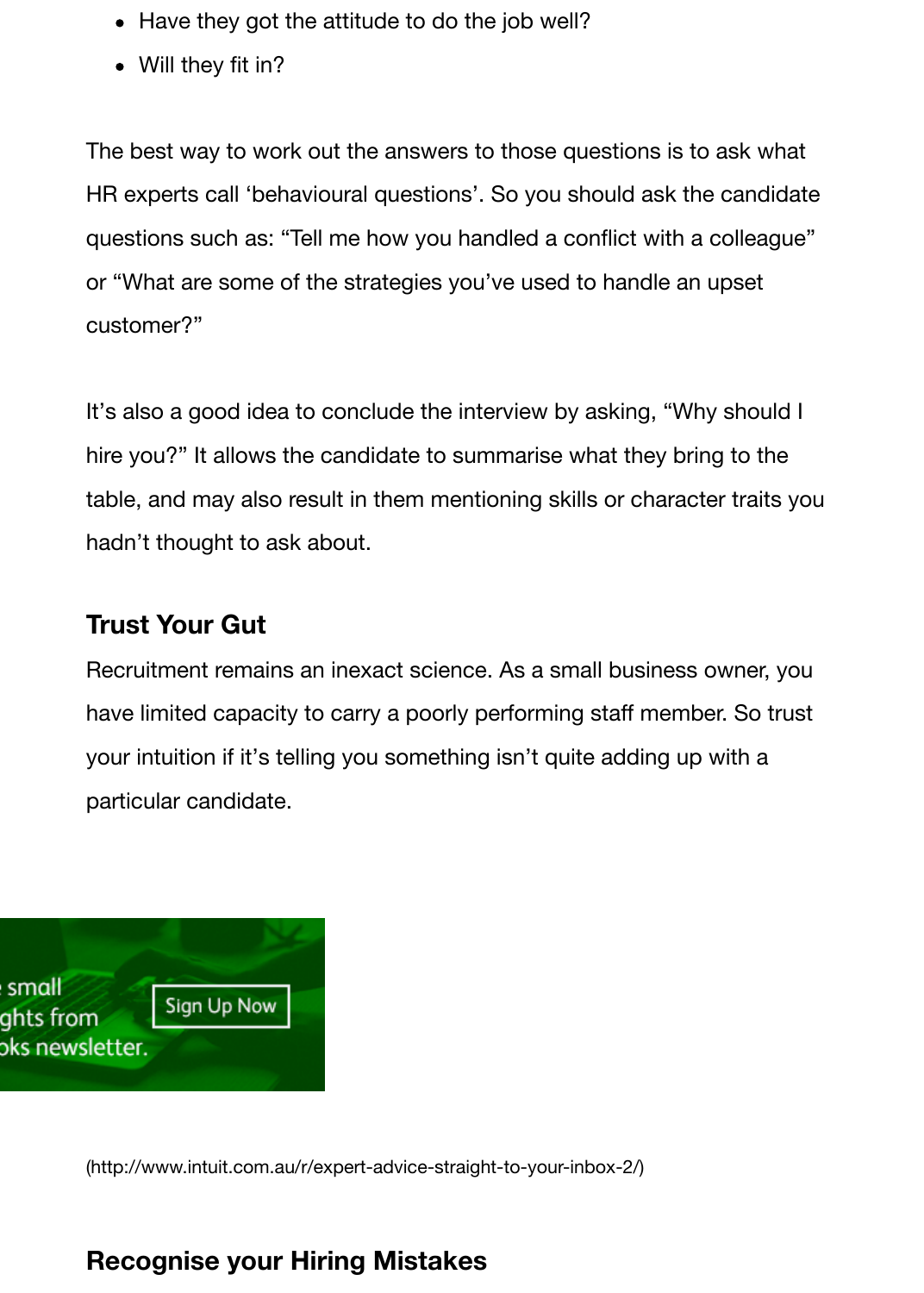- Have they got the attitude to do the job well?
- Will they fit in?

The best way to work out the answers to those questions is to ask what HR experts call ‘behavioural questions’. So you should ask the candidate questions such as: “Tell me how you handled a conflict with a colleague” or “What are some of the strategies you’ve used to handle an upset customer?”

It’s also a good idea to conclude the interview by asking, “Why should I hire you?” It allows the candidate to summarise what they bring to the table, and may also result in them mentioning skills or character traits you hadn’t thought to ask about.

### Trust Your Gut

Recruitment remains an inexact science. As a small business owner, you have limited capacity to carry a poorly performing staff member. So trust your intuition if it’s telling you something isn’t quite adding up with a particular candidate.

(http://www.intuit.com.au/r/expert-advice-straight-to-your-inbox-2/)

## Recognise your Hiring Mistakes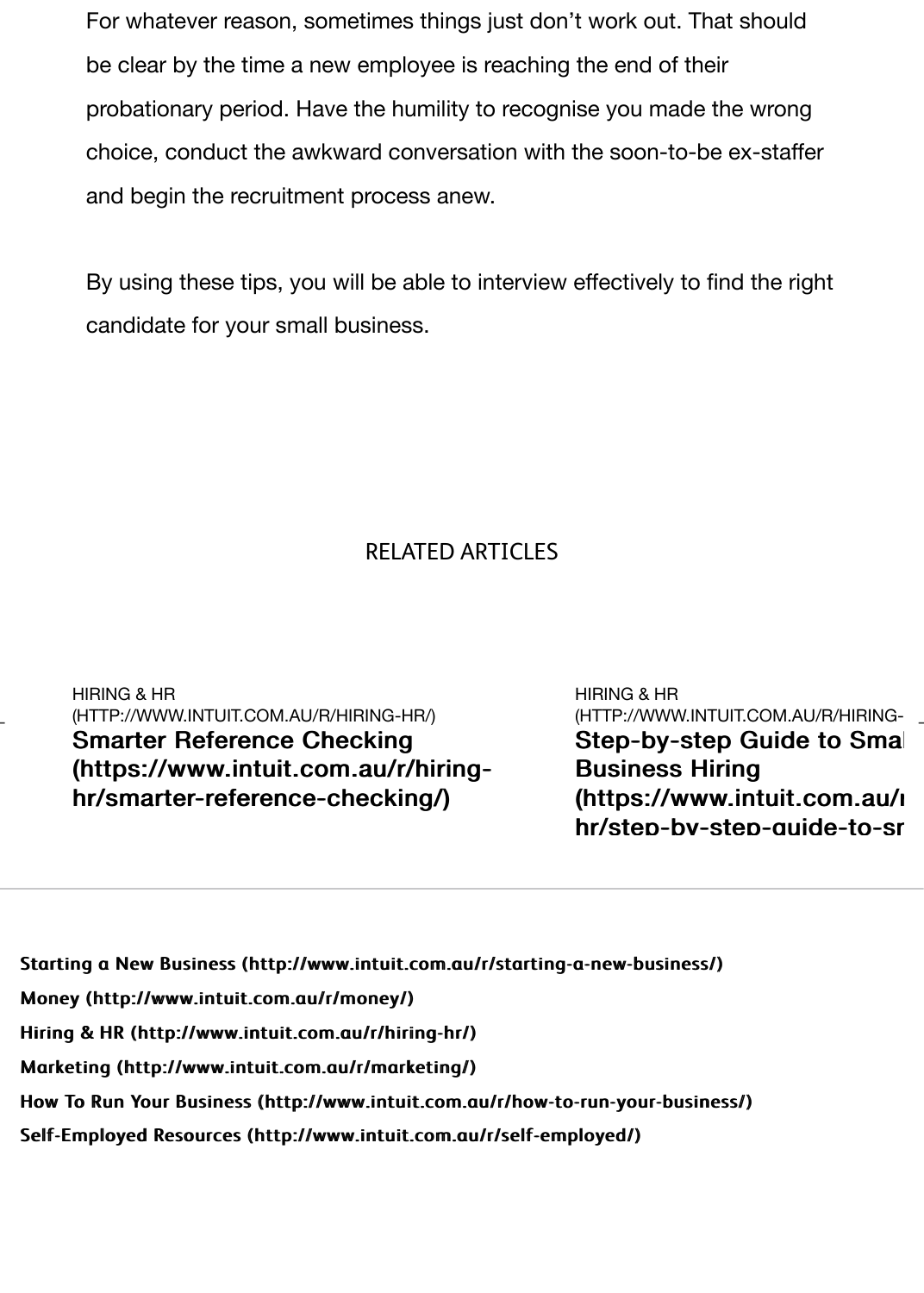For whatever reason, sometimes things just don't work out. That should be clear by the time a new employee is reaching the end of their probationary period. Have the humility to recognise you made the wrong choice, conduct the awkward conversation with the soon-to-be ex-staffer and begin the recruitment process anew.

By using these tips, you will be able to interview effectively to find the right candidate for your small business.

RELATED ARTICLES

HIRING & HR (HTTP://WWW.INTUIT.COM.AU/R/HIRING-HR/)

**Smarter Reference Checking (https://www.intuit.com.au/r/hiring-hr/smarter-reference-checking/)**

HIRING & HR (HTTP://WWW.INTUIT.COM.AU/R/HIRING-

**Step-by-step Guide to Smal Business Hiring (https://www.intuit.com.au/r hr/step-by-step-guide-to-sr**

**Starting a New Business (http://www.intuit.com.au/r/starting-a-new-business/)**

**Money (http://www.intuit.com.au/r/money/)**

**Hiring & HR (http://www.intuit.com.au/r/hiring-hr/)**

**Marketing (http://www.intuit.com.au/r/marketing/)**

**How To Run Your Business (http://www.intuit.com.au/r/how-to-run-your-business/)**

**Self-Employed Resources (http://www.intuit.com.au/r/self-employed/)**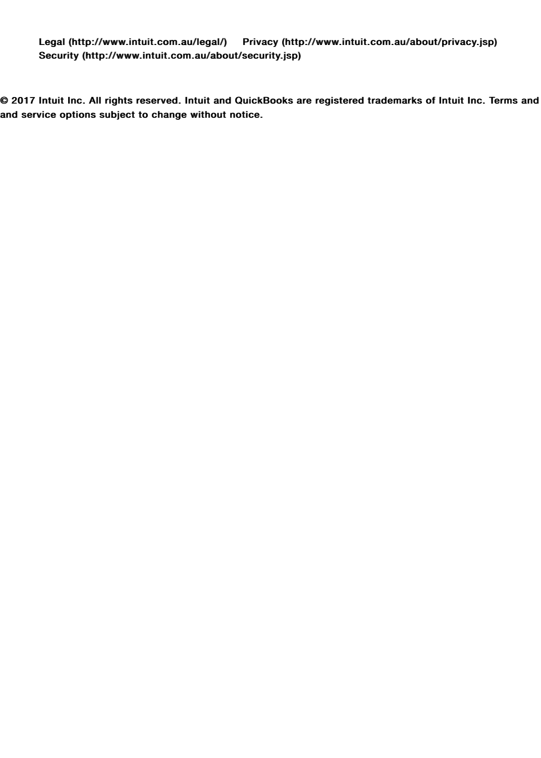**Legal (http://www.intuit.com.au/legal/)** **Privacy (http://www.intuit.com.au/about/privacy.jsp)**
**Security (http://www.intuit.com.au/about/security.jsp)**

**© 2017 Intuit Inc. All rights reserved. Intuit and QuickBooks are registered trademarks of Intuit Inc. Terms and and service options subject to change without notice.**